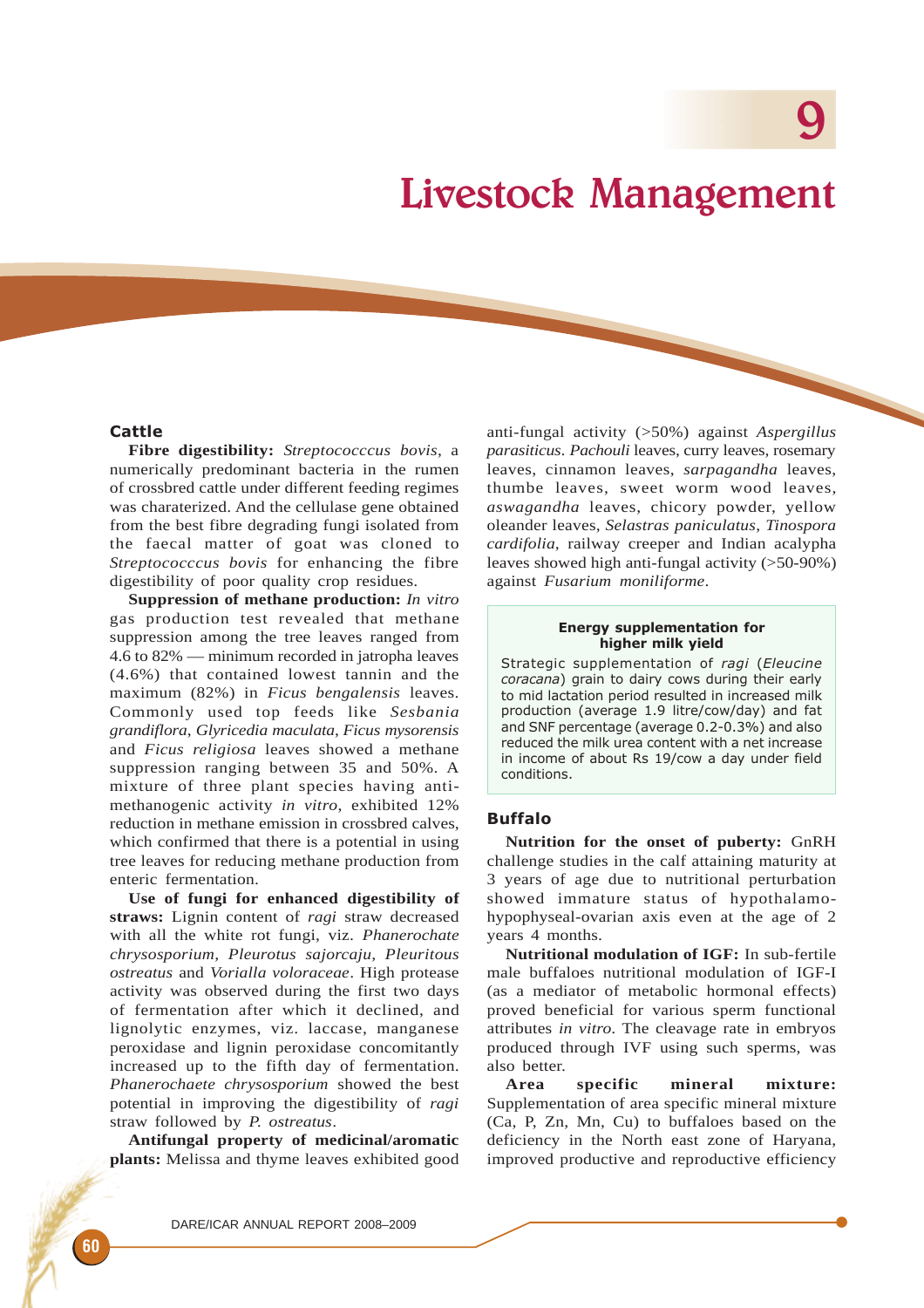# 9

# Livestock Management

## Cattle

**Fibre digestibility:** *Streptococccus bovis*, a numerically predominant bacteria in the rumen of crossbred cattle under different feeding regimes was charaterized. And the cellulase gene obtained from the best fibre degrading fungi isolated from the faecal matter of goat was cloned to *Streptococccus bovis* for enhancing the fibre digestibility of poor quality crop residues.

**Suppression of methane production:** *In vitro* gas production test revealed that methane suppression among the tree leaves ranged from 4.6 to 82% — minimum recorded in jatropha leaves (4.6%) that contained lowest tannin and the maximum (82%) in *Ficus bengalensis* leaves. Commonly used top feeds like *Sesbania grandiflora*, *Glyricedia maculata*, *Ficus mysorensis* and *Ficus religiosa* leaves showed a methane suppression ranging between 35 and 50%. A mixture of three plant species having anti-methanogenic activity *in vitro*, exhibited 12% reduction in methane emission in crossbred calves, which confirmed that there is a potential in using tree leaves for reducing methane production from enteric fermentation.

**Use of fungi for enhanced digestibility of straws:** Lignin content of *ragi* straw decreased with all the white rot fungi, viz. *Phanerochate chrysosporium, Pleurotus sajorcaju, Pleuritous ostreatus* and *Vorialla voloraceae*. High protease activity was observed during the first two days of fermentation after which it declined, and lignolytic enzymes, viz. laccase, manganese peroxidase and lignin peroxidase concomitantly increased up to the fifth day of fermentation. *Phanerochaete chrysosporium* showed the best potential in improving the digestibility of *ragi* straw followed by *P. ostreatus*.

**Antifungal property of medicinal/aromatic plants:** Melissa and thyme leaves exhibited good anti-fungal activity (>50%) against *Aspergillus parasiticus*. *Pachouli* leaves, curry leaves, rosemary leaves, cinnamon leaves, *sarpagandha* leaves, thumbe leaves, sweet worm wood leaves, *aswagandha* leaves, chicory powder, yellow oleander leaves, *Selastras paniculatus*, *Tinospora cardifolia*, railway creeper and Indian acalypha leaves showed high anti-fungal activity (>50-90%) against *Fusarium moniliforme*.

> **Energy supplementation for higher milk yield**
>
> Strategic supplementation of *ragi* (*Eleucine coracana*) grain to dairy cows during their early to mid lactation period resulted in increased milk production (average 1.9 litre/cow/day) and fat and SNF percentage (average 0.2-0.3%) and also reduced the milk urea content with a net increase in income of about Rs 19/cow a day under field conditions.

## Buffalo

**Nutrition for the onset of puberty:** GnRH challenge studies in the calf attaining maturity at 3 years of age due to nutritional perturbation showed immature status of hypothalamo-hypophyseal-ovarian axis even at the age of 2 years 4 months.

**Nutritional modulation of IGF:** In sub-fertile male buffaloes nutritional modulation of IGF-I (as a mediator of metabolic hormonal effects) proved beneficial for various sperm functional attributes *in vitro*. The cleavage rate in embryos produced through IVF using such sperms, was also better.

**Area specific mineral mixture:** Supplementation of area specific mineral mixture (Ca, P, Zn, Mn, Cu) to buffaloes based on the deficiency in the North east zone of Haryana, improved productive and reproductive efficiency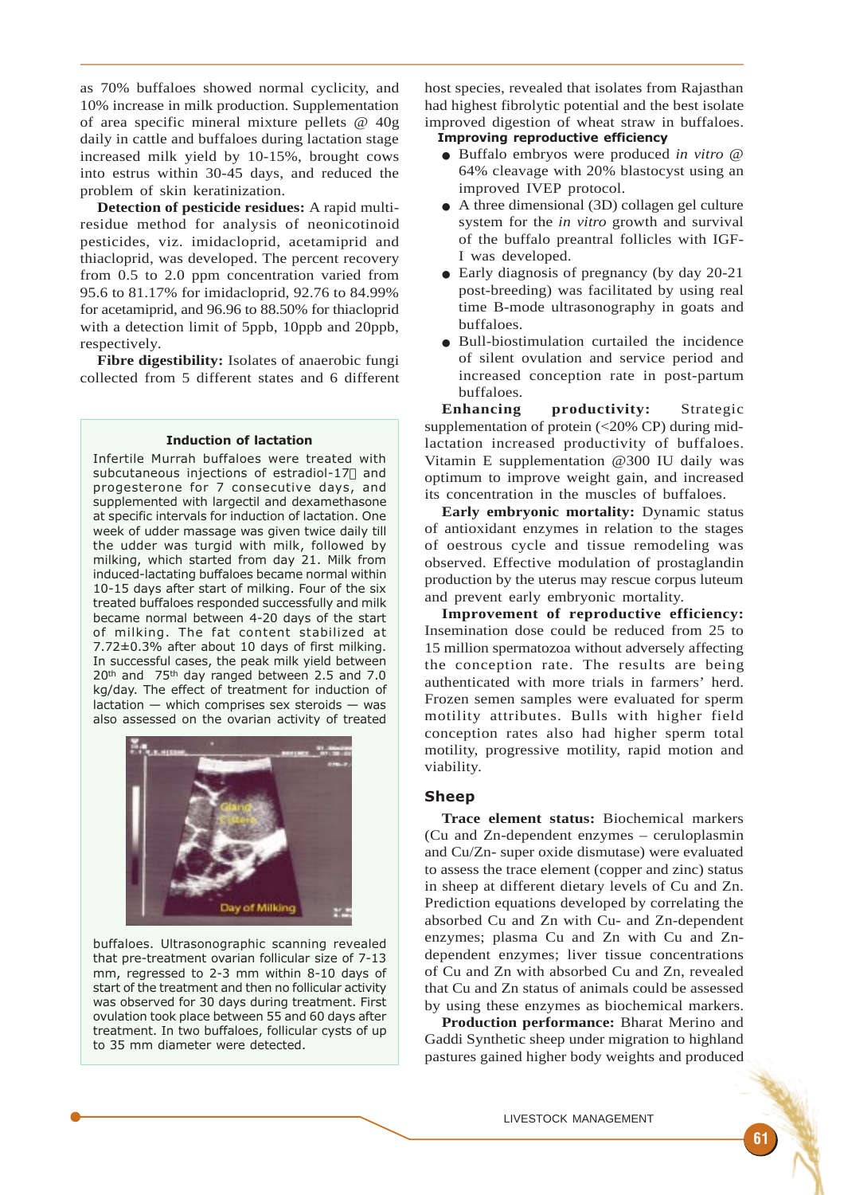as 70% buffaloes showed normal cyclicity, and 10% increase in milk production. Supplementation of area specific mineral mixture pellets @ 40g daily in cattle and buffaloes during lactation stage increased milk yield by 10-15%, brought cows into estrus within 30-45 days, and reduced the problem of skin keratinization.

**Detection of pesticide residues:** A rapid multi-residue method for analysis of neonicotinoid pesticides, viz. imidacloprid, acetamiprid and thiacloprid, was developed. The percent recovery from 0.5 to 2.0 ppm concentration varied from 95.6 to 81.17% for imidacloprid, 92.76 to 84.99% for acetamiprid, and 96.96 to 88.50% for thiacloprid with a detection limit of 5ppb, 10ppb and 20ppb, respectively.

**Fibre digestibility:** Isolates of anaerobic fungi collected from 5 different states and 6 different host species, revealed that isolates from Rajasthan had highest fibrolytic potential and the best isolate improved digestion of wheat straw in buffaloes.

**Improving reproductive efficiency**

- Buffalo embryos were produced *in vitro* @ 64% cleavage with 20% blastocyst using an improved IVEP protocol.
- A three dimensional (3D) collagen gel culture system for the *in vitro* growth and survival of the buffalo preantral follicles with IGF-I was developed.
- Early diagnosis of pregnancy (by day 20-21 post-breeding) was facilitated by using real time B-mode ultrasonography in goats and buffaloes.
- Bull-biostimulation curtailed the incidence of silent ovulation and service period and increased conception rate in post-partum buffaloes.

**Enhancing productivity:** Strategic supplementation of protein (<20% CP) during mid-lactation increased productivity of buffaloes. Vitamin E supplementation @300 IU daily was optimum to improve weight gain, and increased its concentration in the muscles of buffaloes.

**Early embryonic mortality:** Dynamic status of antioxidant enzymes in relation to the stages of oestrous cycle and tissue remodeling was observed. Effective modulation of prostaglandin production by the uterus may rescue corpus luteum and prevent early embryonic mortality.

**Improvement of reproductive efficiency:** Insemination dose could be reduced from 25 to 15 million spermatozoa without adversely affecting the conception rate. The results are being authenticated with more trials in farmers' herd. Frozen semen samples were evaluated for sperm motility attributes. Bulls with higher field conception rates also had higher sperm total motility, progressive motility, rapid motion and viability.

> **Induction of lactation**
>
> Infertile Murrah buffaloes were treated with subcutaneous injections of estradiol-17β and progesterone for 7 consecutive days, and supplemented with largectil and dexamethasone at specific intervals for induction of lactation. One week of udder massage was given twice daily till the udder was turgid with milk, followed by milking, which started from day 21. Milk from induced-lactating buffaloes became normal within 10-15 days after start of milking. Four of the six treated buffaloes responded successfully and milk became normal between 4-20 days of the start of milking. The fat content stabilized at 7.72±0.3% after about 10 days of first milking. In successful cases, the peak milk yield between 20th and 75th day ranged between 2.5 and 7.0 kg/day. The effect of treatment for induction of lactation — which comprises sex steroids — was also assessed on the ovarian activity of treated buffaloes. Ultrasonographic scanning revealed that pre-treatment ovarian follicular size of 7-13 mm, regressed to 2-3 mm within 8-10 days of start of the treatment and then no follicular activity was observed for 30 days during treatment. First ovulation took place between 55 and 60 days after treatment. In two buffaloes, follicular cysts of up to 35 mm diameter were detected.

## Sheep

**Trace element status:** Biochemical markers (Cu and Zn-dependent enzymes – ceruloplasmin and Cu/Zn- super oxide dismutase) were evaluated to assess the trace element (copper and zinc) status in sheep at different dietary levels of Cu and Zn. Prediction equations developed by correlating the absorbed Cu and Zn with Cu- and Zn-dependent enzymes; plasma Cu and Zn with Cu and Zn-dependent enzymes; liver tissue concentrations of Cu and Zn with absorbed Cu and Zn, revealed that Cu and Zn status of animals could be assessed by using these enzymes as biochemical markers.

**Production performance:** Bharat Merino and Gaddi Synthetic sheep under migration to highland pastures gained higher body weights and produced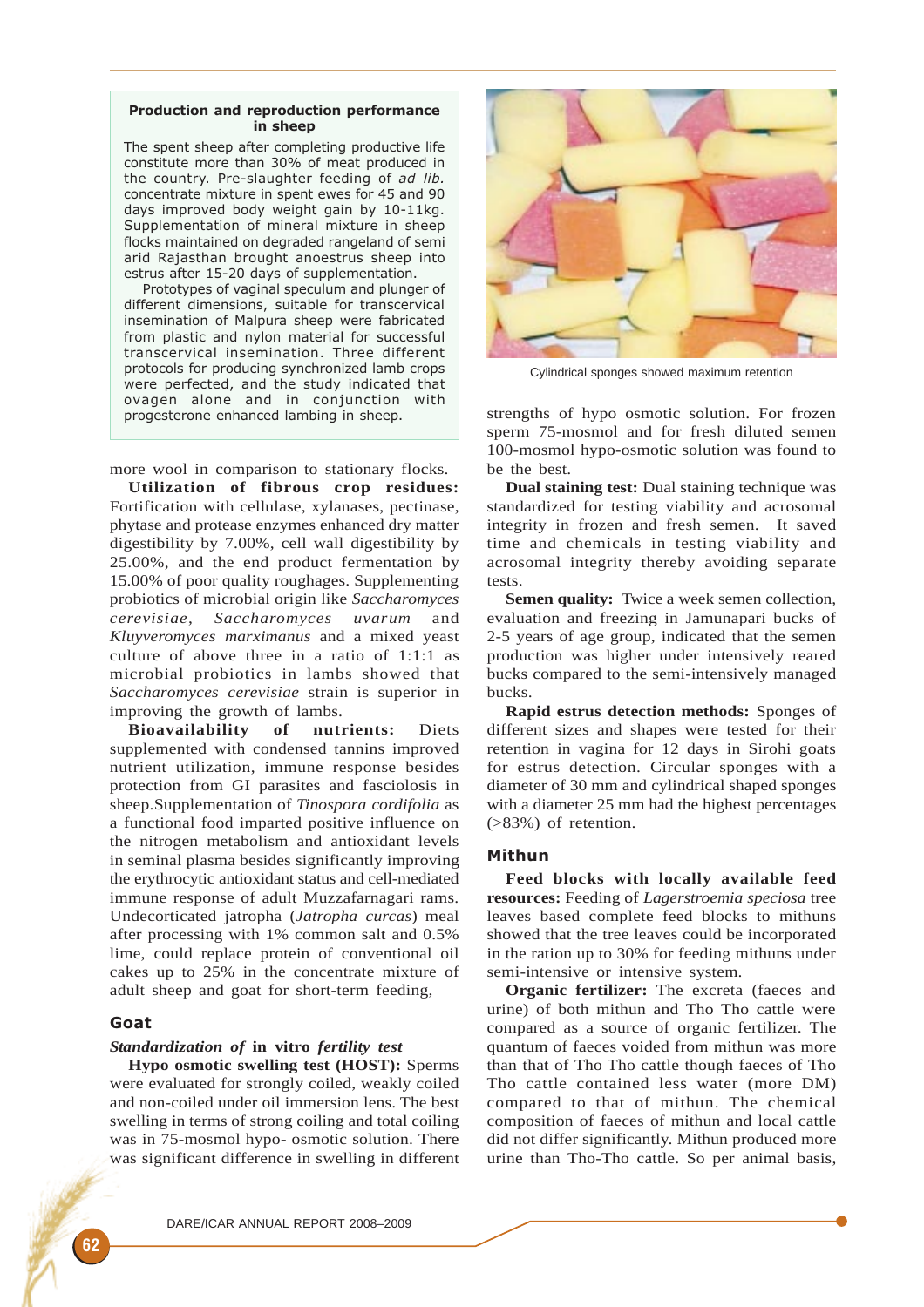**Production and reproduction performance in sheep**

The spent sheep after completing productive life constitute more than 30% of meat produced in the country. Pre-slaughter feeding of *ad lib.* concentrate mixture in spent ewes for 45 and 90 days improved body weight gain by 10-11kg. Supplementation of mineral mixture in sheep flocks maintained on degraded rangeland of semi arid Rajasthan brought anoestrus sheep into estrus after 15-20 days of supplementation.

Prototypes of vaginal speculum and plunger of different dimensions, suitable for transcervical insemination of Malpura sheep were fabricated from plastic and nylon material for successful transcervical insemination. Three different protocols for producing synchronized lamb crops were perfected, and the study indicated that ovagen alone and in conjunction with progesterone enhanced lambing in sheep.

more wool in comparison to stationary flocks.

**Utilization of fibrous crop residues:** Fortification with cellulase, xylanases, pectinase, phytase and protease enzymes enhanced dry matter digestibility by 7.00%, cell wall digestibility by 25.00%, and the end product fermentation by 15.00% of poor quality roughages. Supplementing probiotics of microbial origin like *Saccharomyces cerevisiae*, *Saccharomyces uvarum* and *Kluyveromyces marximanus* and a mixed yeast culture of above three in a ratio of 1:1:1 as microbial probiotics in lambs showed that *Saccharomyces cerevisiae* strain is superior in improving the growth of lambs.

**Bioavailability of nutrients:** Diets supplemented with condensed tannins improved nutrient utilization, immune response besides protection from GI parasites and fasciolosis in sheep.Supplementation of *Tinospora cordifolia* as a functional food imparted positive influence on the nitrogen metabolism and antioxidant levels in seminal plasma besides significantly improving the erythrocytic antioxidant status and cell-mediated immune response of adult Muzzafarnagari rams. Undecorticated jatropha (*Jatropha curcas*) meal after processing with 1% common salt and 0.5% lime, could replace protein of conventional oil cakes up to 25% in the concentrate mixture of adult sheep and goat for short-term feeding,

## Goat

### *Standardization of* in vitro *fertility test*

**Hypo osmotic swelling test (HOST):** Sperms were evaluated for strongly coiled, weakly coiled and non-coiled under oil immersion lens. The best swelling in terms of strong coiling and total coiling was in 75-mosmol hypo- osmotic solution. There was significant difference in swelling in different strengths of hypo osmotic solution. For frozen sperm 75-mosmol and for fresh diluted semen 100-mosmol hypo-osmotic solution was found to be the best.

Cylindrical sponges showed maximum retention

**Dual staining test:** Dual staining technique was standardized for testing viability and acrosomal integrity in frozen and fresh semen. It saved time and chemicals in testing viability and acrosomal integrity thereby avoiding separate tests.

**Semen quality:** Twice a week semen collection, evaluation and freezing in Jamunapari bucks of 2-5 years of age group, indicated that the semen production was higher under intensively reared bucks compared to the semi-intensively managed bucks.

**Rapid estrus detection methods:** Sponges of different sizes and shapes were tested for their retention in vagina for 12 days in Sirohi goats for estrus detection. Circular sponges with a diameter of 30 mm and cylindrical shaped sponges with a diameter 25 mm had the highest percentages (>83%) of retention.

## Mithun

**Feed blocks with locally available feed resources:** Feeding of *Lagerstroemia speciosa* tree leaves based complete feed blocks to mithuns showed that the tree leaves could be incorporated in the ration up to 30% for feeding mithuns under semi-intensive or intensive system.

**Organic fertilizer:** The excreta (faeces and urine) of both mithun and Tho Tho cattle were compared as a source of organic fertilizer. The quantum of faeces voided from mithun was more than that of Tho Tho cattle though faeces of Tho Tho cattle contained less water (more DM) compared to that of mithun. The chemical composition of faeces of mithun and local cattle did not differ significantly. Mithun produced more urine than Tho-Tho cattle. So per animal basis,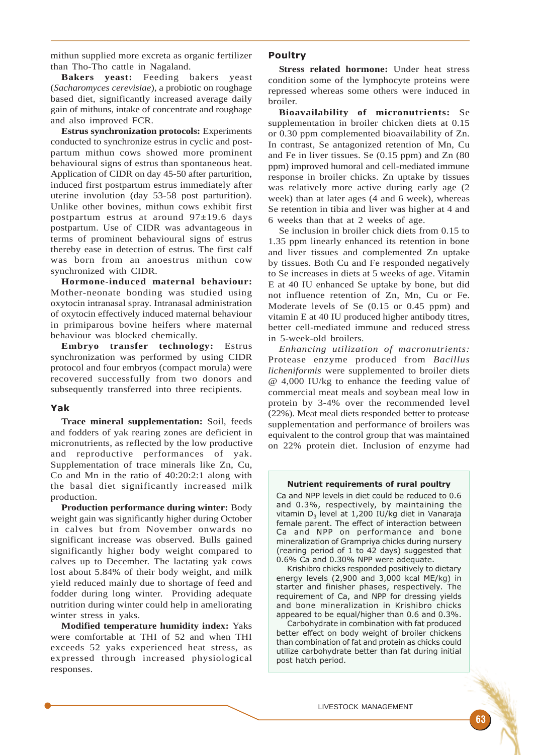mithun supplied more excreta as organic fertilizer than Tho-Tho cattle in Nagaland.

**Bakers yeast:** Feeding bakers yeast (*Sacharomyces cerevisiae*), a probiotic on roughage based diet, significantly increased average daily gain of mithuns, intake of concentrate and roughage and also improved FCR.

**Estrus synchronization protocols:** Experiments conducted to synchronize estrus in cyclic and post-partum mithun cows showed more prominent behavioural signs of estrus than spontaneous heat. Application of CIDR on day 45-50 after parturition, induced first postpartum estrus immediately after uterine involution (day 53-58 post parturition). Unlike other bovines, mithun cows exhibit first postpartum estrus at around 97±19.6 days postpartum. Use of CIDR was advantageous in terms of prominent behavioural signs of estrus thereby ease in detection of estrus. The first calf was born from an anoestrus mithun cow synchronized with CIDR.

**Hormone-induced maternal behaviour:** Mother-neonate bonding was studied using oxytocin intranasal spray. Intranasal administration of oxytocin effectively induced maternal behaviour in primiparous bovine heifers where maternal behaviour was blocked chemically.

**Embryo transfer technology:** Estrus synchronization was performed by using CIDR protocol and four embryos (compact morula) were recovered successfully from two donors and subsequently transferred into three recipients.

## Yak

**Trace mineral supplementation:** Soil, feeds and fodders of yak rearing zones are deficient in micronutrients, as reflected by the low productive and reproductive performances of yak. Supplementation of trace minerals like Zn, Cu, Co and Mn in the ratio of 40:20:2:1 along with the basal diet significantly increased milk production.

**Production performance during winter:** Body weight gain was significantly higher during October in calves but from November onwards no significant increase was observed. Bulls gained significantly higher body weight compared to calves up to December. The lactating yak cows lost about 5.84% of their body weight, and milk yield reduced mainly due to shortage of feed and fodder during long winter. Providing adequate nutrition during winter could help in ameliorating winter stress in yaks.

**Modified temperature humidity index:** Yaks were comfortable at THI of 52 and when THI exceeds 52 yaks experienced heat stress, as expressed through increased physiological responses.

## Poultry

**Stress related hormone:** Under heat stress condition some of the lymphocyte proteins were repressed whereas some others were induced in broiler.

**Bioavailability of micronutrients:** Se supplementation in broiler chicken diets at 0.15 or 0.30 ppm complemented bioavailability of Zn. In contrast, Se antagonized retention of Mn, Cu and Fe in liver tissues. Se (0.15 ppm) and Zn (80 ppm) improved humoral and cell-mediated immune response in broiler chicks. Zn uptake by tissues was relatively more active during early age (2 week) than at later ages (4 and 6 week), whereas Se retention in tibia and liver was higher at 4 and 6 weeks than that at 2 weeks of age.

Se inclusion in broiler chick diets from 0.15 to 1.35 ppm linearly enhanced its retention in bone and liver tissues and complemented Zn uptake by tissues. Both Cu and Fe responded negatively to Se increases in diets at 5 weeks of age. Vitamin E at 40 IU enhanced Se uptake by bone, but did not influence retention of Zn, Mn, Cu or Fe. Moderate levels of Se (0.15 or 0.45 ppm) and vitamin E at 40 IU produced higher antibody titres, better cell-mediated immune and reduced stress in 5-week-old broilers.

*Enhancing utilization of macronutrients:* Protease enzyme produced from *Bacillus licheniformis* were supplemented to broiler diets @ 4,000 IU/kg to enhance the feeding value of commercial meat meals and soybean meal low in protein by 3-4% over the recommended level (22%). Meat meal diets responded better to protease supplementation and performance of broilers was equivalent to the control group that was maintained on 22% protein diet. Inclusion of enzyme had

**Nutrient requirements of rural poultry**

Ca and NPP levels in diet could be reduced to 0.6 and 0.3%, respectively, by maintaining the vitamin $D_3$ level at 1,200 IU/kg diet in Vanaraja female parent. The effect of interaction between Ca and NPP on performance and bone mineralization of Grampriya chicks during nursery (rearing period of 1 to 42 days) suggested that 0.6% Ca and 0.30% NPP were adequate.

Krishibro chicks responded positively to dietary energy levels (2,900 and 3,000 kcal ME/kg) in starter and finisher phases, respectively. The requirement of Ca, and NPP for dressing yields and bone mineralization in Krishibro chicks appeared to be equal/higher than 0.6 and 0.3%.

Carbohydrate in combination with fat produced better effect on body weight of broiler chickens than combination of fat and protein as chicks could utilize carbohydrate better than fat during initial post hatch period.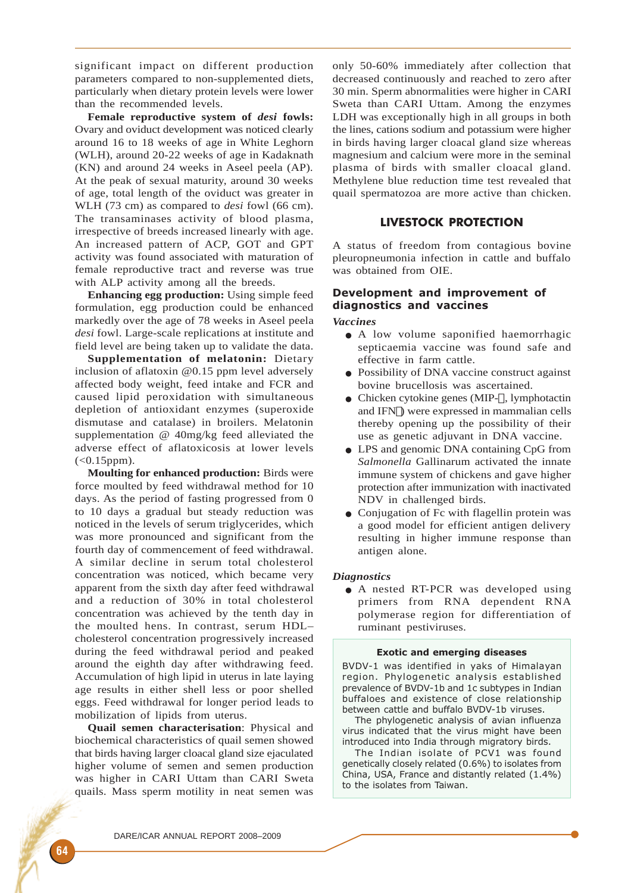significant impact on different production parameters compared to non-supplemented diets, particularly when dietary protein levels were lower than the recommended levels.

**Female reproductive system of *desi* fowls:** Ovary and oviduct development was noticed clearly around 16 to 18 weeks of age in White Leghorn (WLH), around 20-22 weeks of age in Kadaknath (KN) and around 24 weeks in Aseel peela (AP). At the peak of sexual maturity, around 30 weeks of age, total length of the oviduct was greater in WLH (73 cm) as compared to *desi* fowl (66 cm). The transaminases activity of blood plasma, irrespective of breeds increased linearly with age. An increased pattern of ACP, GOT and GPT activity was found associated with maturation of female reproductive tract and reverse was true with ALP activity among all the breeds.

**Enhancing egg production:** Using simple feed formulation, egg production could be enhanced markedly over the age of 78 weeks in Aseel peela *desi* fowl. Large-scale replications at institute and field level are being taken up to validate the data.

**Supplementation of melatonin:** Dietary inclusion of aflatoxin @0.15 ppm level adversely affected body weight, feed intake and FCR and caused lipid peroxidation with simultaneous depletion of antioxidant enzymes (superoxide dismutase and catalase) in broilers. Melatonin supplementation @ 40mg/kg feed alleviated the adverse effect of aflatoxicosis at lower levels (<0.15ppm).

**Moulting for enhanced production:** Birds were force moulted by feed withdrawal method for 10 days. As the period of fasting progressed from 0 to 10 days a gradual but steady reduction was noticed in the levels of serum triglycerides, which was more pronounced and significant from the fourth day of commencement of feed withdrawal. A similar decline in serum total cholesterol concentration was noticed, which became very apparent from the sixth day after feed withdrawal and a reduction of 30% in total cholesterol concentration was achieved by the tenth day in the moulted hens. In contrast, serum HDL–cholesterol concentration progressively increased during the feed withdrawal period and peaked around the eighth day after withdrawing feed. Accumulation of high lipid in uterus in late laying age results in either shell less or poor shelled eggs. Feed withdrawal for longer period leads to mobilization of lipids from uterus.

**Quail semen characterisation**: Physical and biochemical characteristics of quail semen showed that birds having larger cloacal gland size ejaculated higher volume of semen and semen production was higher in CARI Uttam than CARI Sweta quails. Mass sperm motility in neat semen was only 50-60% immediately after collection that decreased continuously and reached to zero after 30 min. Sperm abnormalities were higher in CARI Sweta than CARI Uttam. Among the enzymes LDH was exceptionally high in all groups in both the lines, cations sodium and potassium were higher in birds having larger cloacal gland size whereas magnesium and calcium were more in the seminal plasma of birds with smaller cloacal gland. Methylene blue reduction time test revealed that quail spermatozoa are more active than chicken.

## LIVESTOCK PROTECTION

A status of freedom from contagious bovine pleuropneumonia infection in cattle and buffalo was obtained from OIE.

### Development and improvement of diagnostics and vaccines

***Vaccines***

- A low volume saponified haemorrhagic septicaemia vaccine was found safe and effective in farm cattle.
- Possibility of DNA vaccine construct against bovine brucellosis was ascertained.
- Chicken cytokine genes (MIP-, lymphotactin and IFN) were expressed in mammalian cells thereby opening up the possibility of their use as genetic adjuvant in DNA vaccine.
- LPS and genomic DNA containing CpG from *Salmonella* Gallinarum activated the innate immune system of chickens and gave higher protection after immunization with inactivated NDV in challenged birds.
- Conjugation of Fc with flagellin protein was a good model for efficient antigen delivery resulting in higher immune response than antigen alone.

***Diagnostics***

- A nested RT-PCR was developed using primers from RNA dependent RNA polymerase region for differentiation of ruminant pestiviruses.

**Exotic and emerging diseases**

BVDV-1 was identified in yaks of Himalayan region. Phylogenetic analysis established prevalence of BVDV-1b and 1c subtypes in Indian buffaloes and existence of close relationship between cattle and buffalo BVDV-1b viruses.

The phylogenetic analysis of avian influenza virus indicated that the virus might have been introduced into India through migratory birds.

The Indian isolate of PCV1 was found genetically closely related (0.6%) to isolates from China, USA, France and distantly related (1.4%) to the isolates from Taiwan.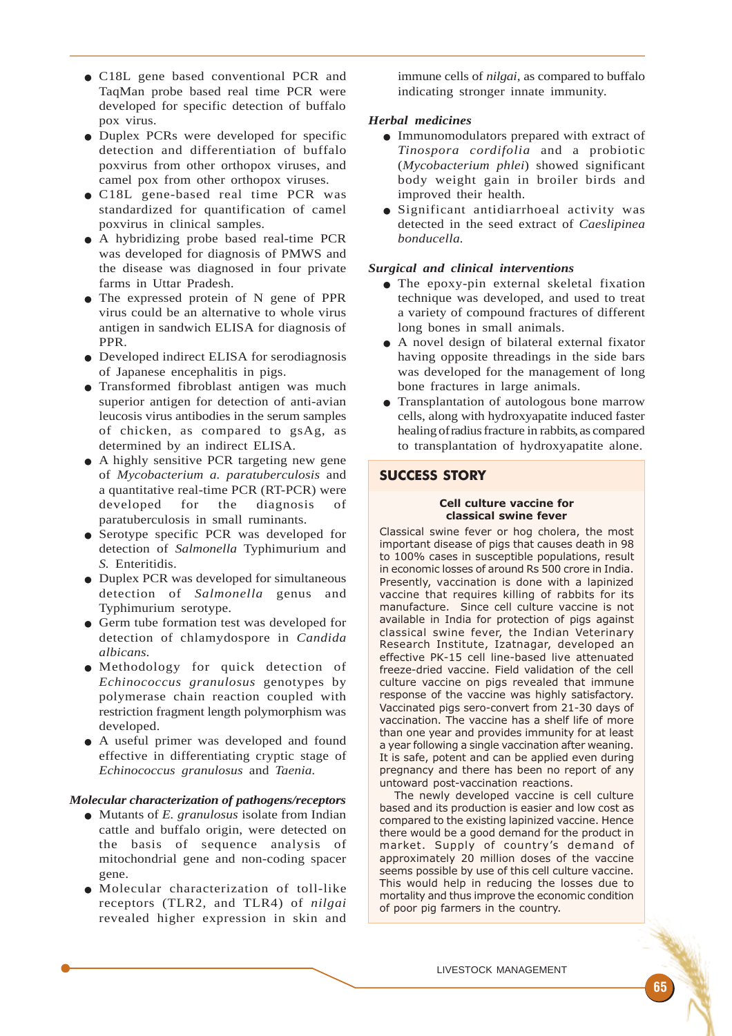- C18L gene based conventional PCR and TaqMan probe based real time PCR were developed for specific detection of buffalo pox virus.
- Duplex PCRs were developed for specific detection and differentiation of buffalo poxvirus from other orthopox viruses, and camel pox from other orthopox viruses.
- C18L gene-based real time PCR was standardized for quantification of camel poxvirus in clinical samples.
- A hybridizing probe based real-time PCR was developed for diagnosis of PMWS and the disease was diagnosed in four private farms in Uttar Pradesh.
- The expressed protein of N gene of PPR virus could be an alternative to whole virus antigen in sandwich ELISA for diagnosis of PPR.
- Developed indirect ELISA for serodiagnosis of Japanese encephalitis in pigs.
- Transformed fibroblast antigen was much superior antigen for detection of anti-avian leucosis virus antibodies in the serum samples of chicken, as compared to gsAg, as determined by an indirect ELISA.
- A highly sensitive PCR targeting new gene of *Mycobacterium a. paratuberculosis* and a quantitative real-time PCR (RT-PCR) were developed for the diagnosis of paratuberculosis in small ruminants.
- Serotype specific PCR was developed for detection of *Salmonella* Typhimurium and *S.* Enteritidis.
- Duplex PCR was developed for simultaneous detection of *Salmonella* genus and Typhimurium serotype.
- Germ tube formation test was developed for detection of chlamydospore in *Candida albicans.*
- Methodology for quick detection of *Echinococcus granulosus* genotypes by polymerase chain reaction coupled with restriction fragment length polymorphism was developed.
- A useful primer was developed and found effective in differentiating cryptic stage of *Echinococcus granulosus* and *Taenia.*

### *Molecular characterization of pathogens/receptors*

- Mutants of *E. granulosus* isolate from Indian cattle and buffalo origin, were detected on the basis of sequence analysis of mitochondrial gene and non-coding spacer gene.
- Molecular characterization of toll-like receptors (TLR2, and TLR4) of *nilgai* revealed higher expression in skin and immune cells of *nilgai*, as compared to buffalo indicating stronger innate immunity.

### *Herbal medicines*

- Immunomodulators prepared with extract of *Tinospora cordifolia* and a probiotic (*Mycobacterium phlei*) showed significant body weight gain in broiler birds and improved their health.
- Significant antidiarrhoeal activity was detected in the seed extract of *Caeslipinea bonducella.*

### *Surgical and clinical interventions*

- The epoxy-pin external skeletal fixation technique was developed, and used to treat a variety of compound fractures of different long bones in small animals.
- A novel design of bilateral external fixator having opposite threadings in the side bars was developed for the management of long bone fractures in large animals.
- Transplantation of autologous bone marrow cells, along with hydroxyapatite induced faster healing of radius fracture in rabbits, as compared to transplantation of hydroxyapatite alone.

## SUCCESS STORY

**Cell culture vaccine for classical swine fever**

Classical swine fever or hog cholera, the most important disease of pigs that causes death in 98 to 100% cases in susceptible populations, result in economic losses of around Rs 500 crore in India. Presently, vaccination is done with a lapinized vaccine that requires killing of rabbits for its manufacture. Since cell culture vaccine is not available in India for protection of pigs against classical swine fever, the Indian Veterinary Research Institute, Izatnagar, developed an effective PK-15 cell line-based live attenuated freeze-dried vaccine. Field validation of the cell culture vaccine on pigs revealed that immune response of the vaccine was highly satisfactory. Vaccinated pigs sero-convert from 21-30 days of vaccination. The vaccine has a shelf life of more than one year and provides immunity for at least a year following a single vaccination after weaning. It is safe, potent and can be applied even during pregnancy and there has been no report of any untoward post-vaccination reactions.

The newly developed vaccine is cell culture based and its production is easier and low cost as compared to the existing lapinized vaccine. Hence there would be a good demand for the product in market. Supply of country's demand of approximately 20 million doses of the vaccine seems possible by use of this cell culture vaccine. This would help in reducing the losses due to mortality and thus improve the economic condition of poor pig farmers in the country.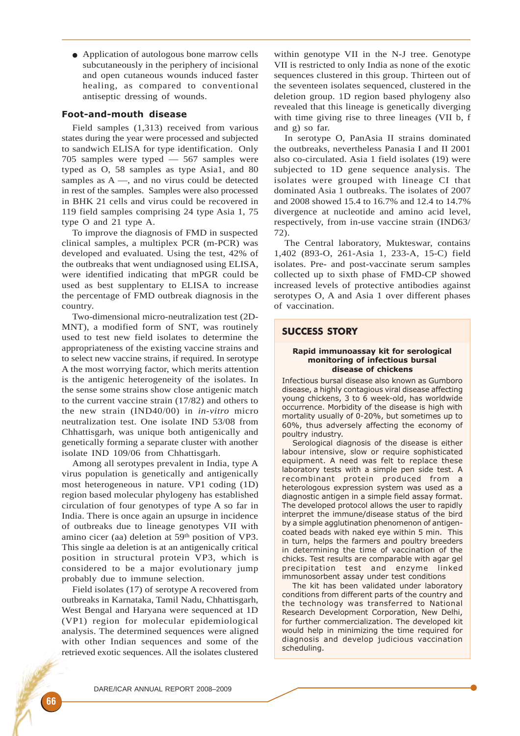- Application of autologous bone marrow cells subcutaneously in the periphery of incisional and open cutaneous wounds induced faster healing, as compared to conventional antiseptic dressing of wounds.

## Foot-and-mouth disease

Field samples (1,313) received from various states during the year were processed and subjected to sandwich ELISA for type identification. Only 705 samples were typed — 567 samples were typed as O, 58 samples as type Asia1, and 80 samples as A —, and no virus could be detected in rest of the samples. Samples were also processed in BHK 21 cells and virus could be recovered in 119 field samples comprising 24 type Asia 1, 75 type O and 21 type A.

To improve the diagnosis of FMD in suspected clinical samples, a multiplex PCR (m-PCR) was developed and evaluated. Using the test, 42% of the outbreaks that went undiagnosed using ELISA, were identified indicating that mPGR could be used as best supplantary to ELISA to increase the percentage of FMD outbreak diagnosis in the country.

Two-dimensional micro-neutralization test (2D-MNT), a modified form of SNT, was routinely used to test new field isolates to determine the appropriateness of the existing vaccine strains and to select new vaccine strains, if required. In serotype A the most worrying factor, which merits attention is the antigenic heterogeneity of the isolates. In the sense some strains show close antigenic match to the current vaccine strain (17/82) and others to the new strain (IND40/00) in *in-vitro* micro neutralization test. One isolate IND 53/08 from Chhattisgarh, was unique both antigenically and genetically forming a separate cluster with another isolate IND 109/06 from Chhattisgarh.

Among all serotypes prevalent in India, type A virus population is genetically and antigenically most heterogeneous in nature. VP1 coding (1D) region based molecular phylogeny has established circulation of four genotypes of type A so far in India. There is once again an upsurge in incidence of outbreaks due to lineage genotypes VII with amino cicer (aa) deletion at 59th position of VP3. This single aa deletion is at an antigenically critical position in structural protein VP3, which is considered to be a major evolutionary jump probably due to immune selection.

Field isolates (17) of serotype A recovered from outbreaks in Karnataka, Tamil Nadu, Chhattisgarh, West Bengal and Haryana were sequenced at 1D (VP1) region for molecular epidemiological analysis. The determined sequences were aligned with other Indian sequences and some of the retrieved exotic sequences. All the isolates clustered within genotype VII in the N-J tree. Genotype VII is restricted to only India as none of the exotic sequences clustered in this group. Thirteen out of the seventeen isolates sequenced, clustered in the deletion group. 1D region based phylogeny also revealed that this lineage is genetically diverging with time giving rise to three lineages (VII b, f and g) so far.

In serotype O, PanAsia II strains dominated the outbreaks, nevertheless Panasia I and II 2001 also co-circulated. Asia 1 field isolates (19) were subjected to 1D gene sequence analysis. The isolates were grouped with lineage CI that dominated Asia 1 outbreaks. The isolates of 2007 and 2008 showed 15.4 to 16.7% and 12.4 to 14.7% divergence at nucleotide and amino acid level, respectively, from in-use vaccine strain (IND63/72).

The Central laboratory, Mukteswar, contains 1,402 (893-O, 261-Asia 1, 233-A, 15-C) field isolates. Pre- and post-vaccinate serum samples collected up to sixth phase of FMD-CP showed increased levels of protective antibodies against serotypes O, A and Asia 1 over different phases of vaccination.

### SUCCESS STORY

**Rapid immunoassay kit for serological monitoring of infectious bursal disease of chickens**

Infectious bursal disease also known as Gumboro disease, a highly contagious viral disease affecting young chickens, 3 to 6 week-old, has worldwide occurrence. Morbidity of the disease is high with mortality usually of 0-20%, but sometimes up to 60%, thus adversely affecting the economy of poultry industry.

Serological diagnosis of the disease is either labour intensive, slow or require sophisticated equipment. A need was felt to replace these laboratory tests with a simple pen side test. A recombinant protein produced from a heterologous expression system was used as a diagnostic antigen in a simple field assay format. The developed protocol allows the user to rapidly interpret the immune/disease status of the bird by a simple agglutination phenomenon of antigen-coated beads with naked eye within 5 min. This in turn, helps the farmers and poultry breeders in determining the time of vaccination of the chicks. Test results are comparable with agar gel precipitation test and enzyme linked immunosorbent assay under test conditions

The kit has been validated under laboratory conditions from different parts of the country and the technology was transferred to National Research Development Corporation, New Delhi, for further commercialization. The developed kit would help in minimizing the time required for diagnosis and develop judicious vaccination scheduling.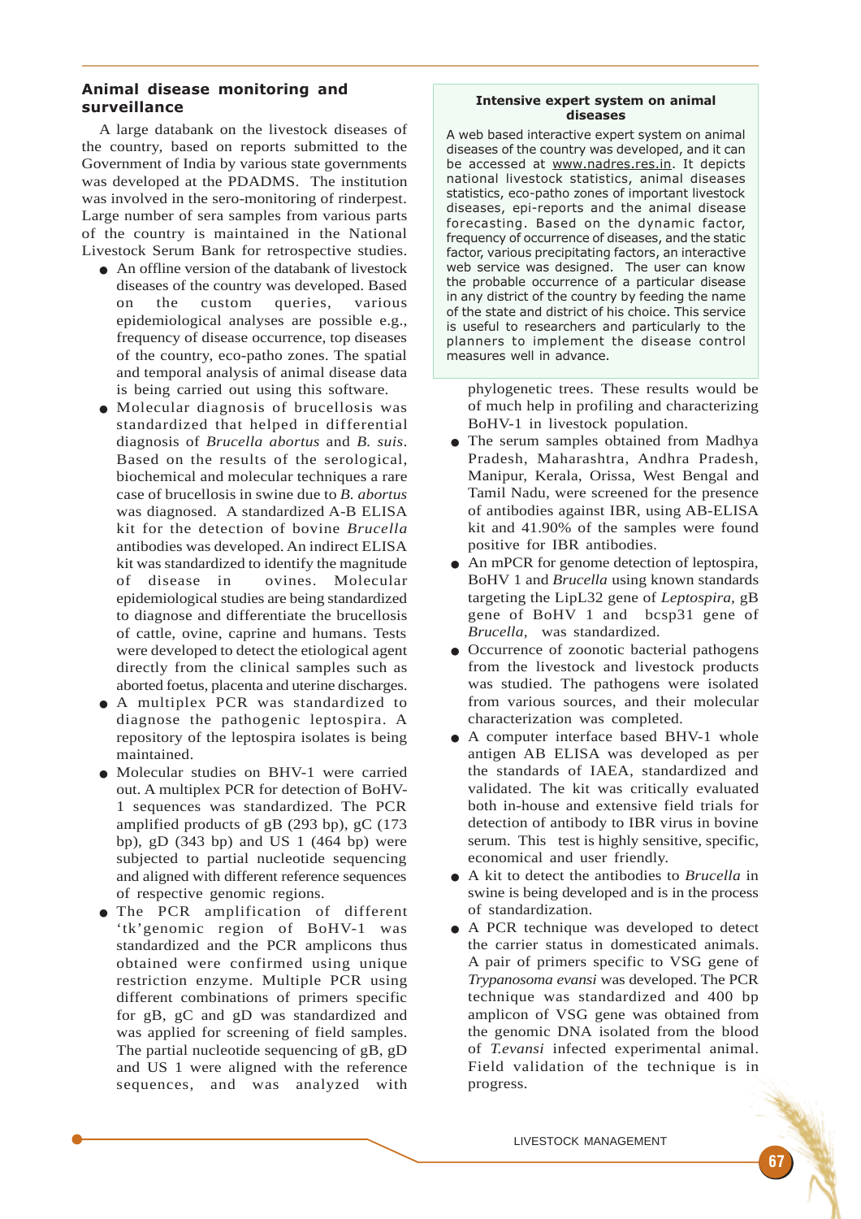## Animal disease monitoring and surveillance

A large databank on the livestock diseases of the country, based on reports submitted to the Government of India by various state governments was developed at the PDADMS. The institution was involved in the sero-monitoring of rinderpest. Large number of sera samples from various parts of the country is maintained in the National Livestock Serum Bank for retrospective studies.

- An offline version of the databank of livestock diseases of the country was developed. Based on the custom queries, various epidemiological analyses are possible e.g., frequency of disease occurrence, top diseases of the country, eco-patho zones. The spatial and temporal analysis of animal disease data is being carried out using this software.
- Molecular diagnosis of brucellosis was standardized that helped in differential diagnosis of *Brucella abortus* and *B. suis*. Based on the results of the serological, biochemical and molecular techniques a rare case of brucellosis in swine due to *B. abortus* was diagnosed. A standardized A-B ELISA kit for the detection of bovine *Brucella* antibodies was developed. An indirect ELISA kit was standardized to identify the magnitude of disease in ovines. Molecular epidemiological studies are being standardized to diagnose and differentiate the brucellosis of cattle, ovine, caprine and humans. Tests were developed to detect the etiological agent directly from the clinical samples such as aborted foetus, placenta and uterine discharges.
- A multiplex PCR was standardized to diagnose the pathogenic leptospira. A repository of the leptospira isolates is being maintained.
- Molecular studies on BHV-1 were carried out. A multiplex PCR for detection of BoHV-1 sequences was standardized. The PCR amplified products of gB (293 bp), gC (173 bp), gD (343 bp) and US 1 (464 bp) were subjected to partial nucleotide sequencing and aligned with different reference sequences of respective genomic regions.
- The PCR amplification of different 'tk'genomic region of BoHV-1 was standardized and the PCR amplicons thus obtained were confirmed using unique restriction enzyme. Multiple PCR using different combinations of primers specific for gB, gC and gD was standardized and was applied for screening of field samples. The partial nucleotide sequencing of gB, gD and US 1 were aligned with the reference sequences, and was analyzed with phylogenetic trees. These results would be of much help in profiling and characterizing BoHV-1 in livestock population.
- The serum samples obtained from Madhya Pradesh, Maharashtra, Andhra Pradesh, Manipur, Kerala, Orissa, West Bengal and Tamil Nadu, were screened for the presence of antibodies against IBR, using AB-ELISA kit and 41.90% of the samples were found positive for IBR antibodies.
- An mPCR for genome detection of leptospira, BoHV 1 and *Brucella* using known standards targeting the LipL32 gene of *Leptospira*, gB gene of BoHV 1 and bcsp31 gene of *Brucella*, was standardized.
- Occurrence of zoonotic bacterial pathogens from the livestock and livestock products was studied. The pathogens were isolated from various sources, and their molecular characterization was completed.
- A computer interface based BHV-1 whole antigen AB ELISA was developed as per the standards of IAEA, standardized and validated. The kit was critically evaluated both in-house and extensive field trials for detection of antibody to IBR virus in bovine serum. This test is highly sensitive, specific, economical and user friendly.
- A kit to detect the antibodies to *Brucella* in swine is being developed and is in the process of standardization.
- A PCR technique was developed to detect the carrier status in domesticated animals. A pair of primers specific to VSG gene of *Trypanosoma evansi* was developed. The PCR technique was standardized and 400 bp amplicon of VSG gene was obtained from the genomic DNA isolated from the blood of *T.evansi* infected experimental animal. Field validation of the technique is in progress.

**Intensive expert system on animal diseases**

A web based interactive expert system on animal diseases of the country was developed, and it can be accessed at www.nadres.res.in. It depicts national livestock statistics, animal diseases statistics, eco-patho zones of important livestock diseases, epi-reports and the animal disease forecasting. Based on the dynamic factor, frequency of occurrence of diseases, and the static factor, various precipitating factors, an interactive web service was designed. The user can know the probable occurrence of a particular disease in any district of the country by feeding the name of the state and district of his choice. This service is useful to researchers and particularly to the planners to implement the disease control measures well in advance.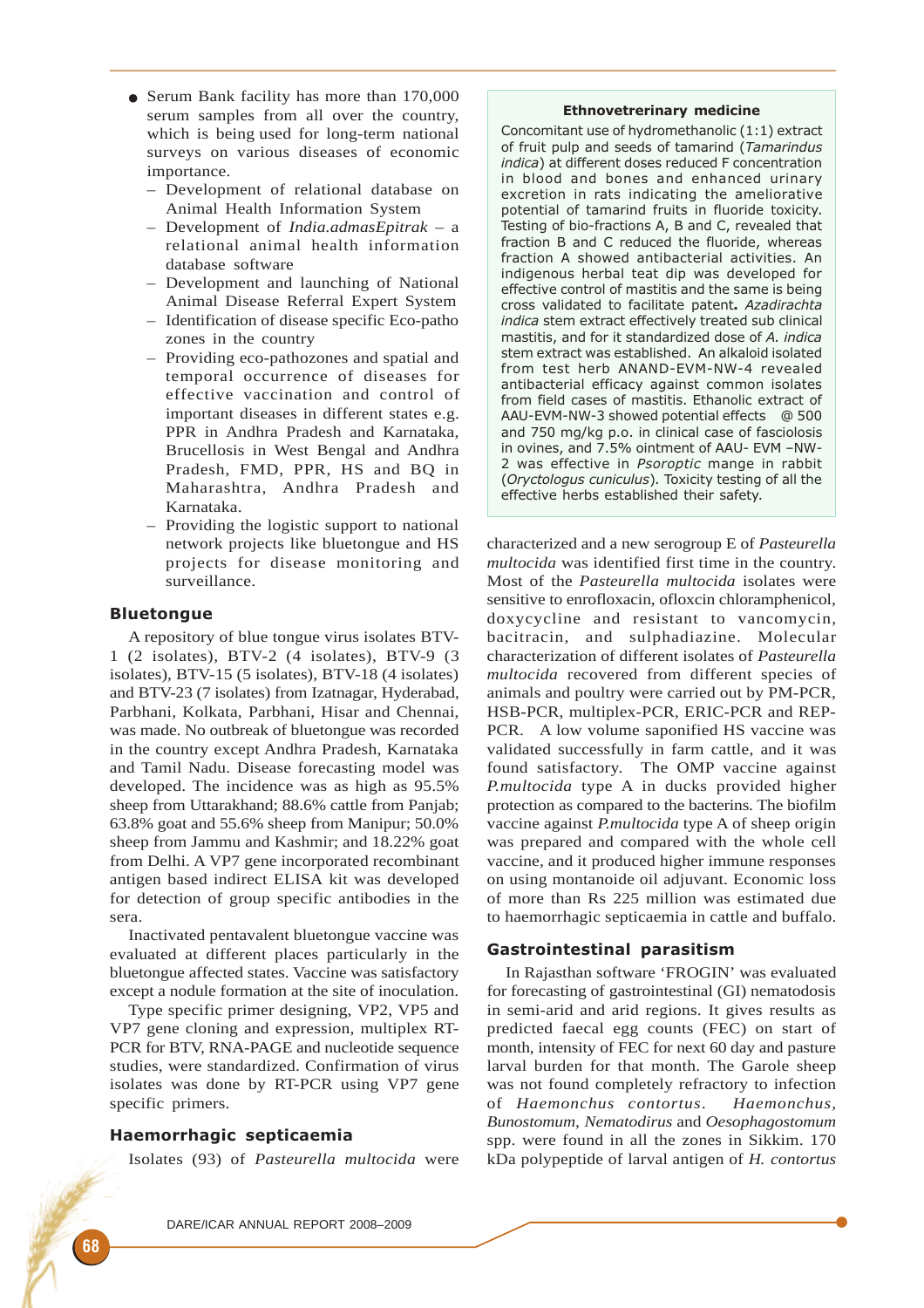- Serum Bank facility has more than 170,000 serum samples from all over the country, which is being used for long-term national surveys on various diseases of economic importance.
  - Development of relational database on Animal Health Information System
  - Development of *India.admasEpitrak* – a relational animal health information database software
  - Development and launching of National Animal Disease Referral Expert System
  - Identification of disease specific Eco-patho zones in the country
  - Providing eco-pathozones and spatial and temporal occurrence of diseases for effective vaccination and control of important diseases in different states e.g. PPR in Andhra Pradesh and Karnataka, Brucellosis in West Bengal and Andhra Pradesh, FMD, PPR, HS and BQ in Maharashtra, Andhra Pradesh and Karnataka.
  - Providing the logistic support to national network projects like bluetongue and HS projects for disease monitoring and surveillance.

## Bluetongue

A repository of blue tongue virus isolates BTV-1 (2 isolates), BTV-2 (4 isolates), BTV-9 (3 isolates), BTV-15 (5 isolates), BTV-18 (4 isolates) and BTV-23 (7 isolates) from Izatnagar, Hyderabad, Parbhani, Kolkata, Parbhani, Hisar and Chennai, was made. No outbreak of bluetongue was recorded in the country except Andhra Pradesh, Karnataka and Tamil Nadu. Disease forecasting model was developed. The incidence was as high as 95.5% sheep from Uttarakhand; 88.6% cattle from Panjab; 63.8% goat and 55.6% sheep from Manipur; 50.0% sheep from Jammu and Kashmir; and 18.22% goat from Delhi. A VP7 gene incorporated recombinant antigen based indirect ELISA kit was developed for detection of group specific antibodies in the sera.

Inactivated pentavalent bluetongue vaccine was evaluated at different places particularly in the bluetongue affected states. Vaccine was satisfactory except a nodule formation at the site of inoculation.

Type specific primer designing, VP2, VP5 and VP7 gene cloning and expression, multiplex RT-PCR for BTV, RNA-PAGE and nucleotide sequence studies, were standardized. Confirmation of virus isolates was done by RT-PCR using VP7 gene specific primers.

## Haemorrhagic septicaemia

Isolates (93) of *Pasteurella multocida* were characterized and a new serogroup E of *Pasteurella multocida* was identified first time in the country. Most of the *Pasteurella multocida* isolates were sensitive to enrofloxacin, ofloxcin chloramphenicol, doxycycline and resistant to vancomycin, bacitracin, and sulphadiazine. Molecular characterization of different isolates of *Pasteurella multocida* recovered from different species of animals and poultry were carried out by PM-PCR, HSB-PCR, multiplex-PCR, ERIC-PCR and REP-PCR. A low volume saponified HS vaccine was validated successfully in farm cattle, and it was found satisfactory. The OMP vaccine against *P.multocida* type A in ducks provided higher protection as compared to the bacterins. The biofilm vaccine against *P.multocida* type A of sheep origin was prepared and compared with the whole cell vaccine, and it produced higher immune responses on using montanoide oil adjuvant. Economic loss of more than Rs 225 million was estimated due to haemorrhagic septicaemia in cattle and buffalo.

> **Ethnovetrerinary medicine**
>
> Concomitant use of hydromethanolic (1:1) extract of fruit pulp and seeds of tamarind (*Tamarindus indica*) at different doses reduced F concentration in blood and bones and enhanced urinary excretion in rats indicating the ameliorative potential of tamarind fruits in fluoride toxicity. Testing of bio-fractions A, B and C, revealed that fraction B and C reduced the fluoride, whereas fraction A showed antibacterial activities. An indigenous herbal teat dip was developed for effective control of mastitis and the same is being cross validated to facilitate patent**.** *Azadirachta indica* stem extract effectively treated sub clinical mastitis, and for it standardized dose of *A. indica* stem extract was established. An alkaloid isolated from test herb ANAND-EVM-NW-4 revealed antibacterial efficacy against common isolates from field cases of mastitis. Ethanolic extract of AAU-EVM-NW-3 showed potential effects @ 500 and 750 mg/kg p.o. in clinical case of fasciolosis in ovines, and 7.5% ointment of AAU- EVM –NW-2 was effective in *Psoroptic* mange in rabbit (*Oryctologus cuniculus*). Toxicity testing of all the effective herbs established their safety.

## Gastrointestinal parasitism

In Rajasthan software 'FROGIN' was evaluated for forecasting of gastrointestinal (GI) nematodosis in semi-arid and arid regions. It gives results as predicted faecal egg counts (FEC) on start of month, intensity of FEC for next 60 day and pasture larval burden for that month. The Garole sheep was not found completely refractory to infection of *Haemonchus contortus*. *Haemonchus*, *Bunostomum*, *Nematodirus* and *Oesophagostomum* spp. were found in all the zones in Sikkim. 170 kDa polypeptide of larval antigen of *H. contortus*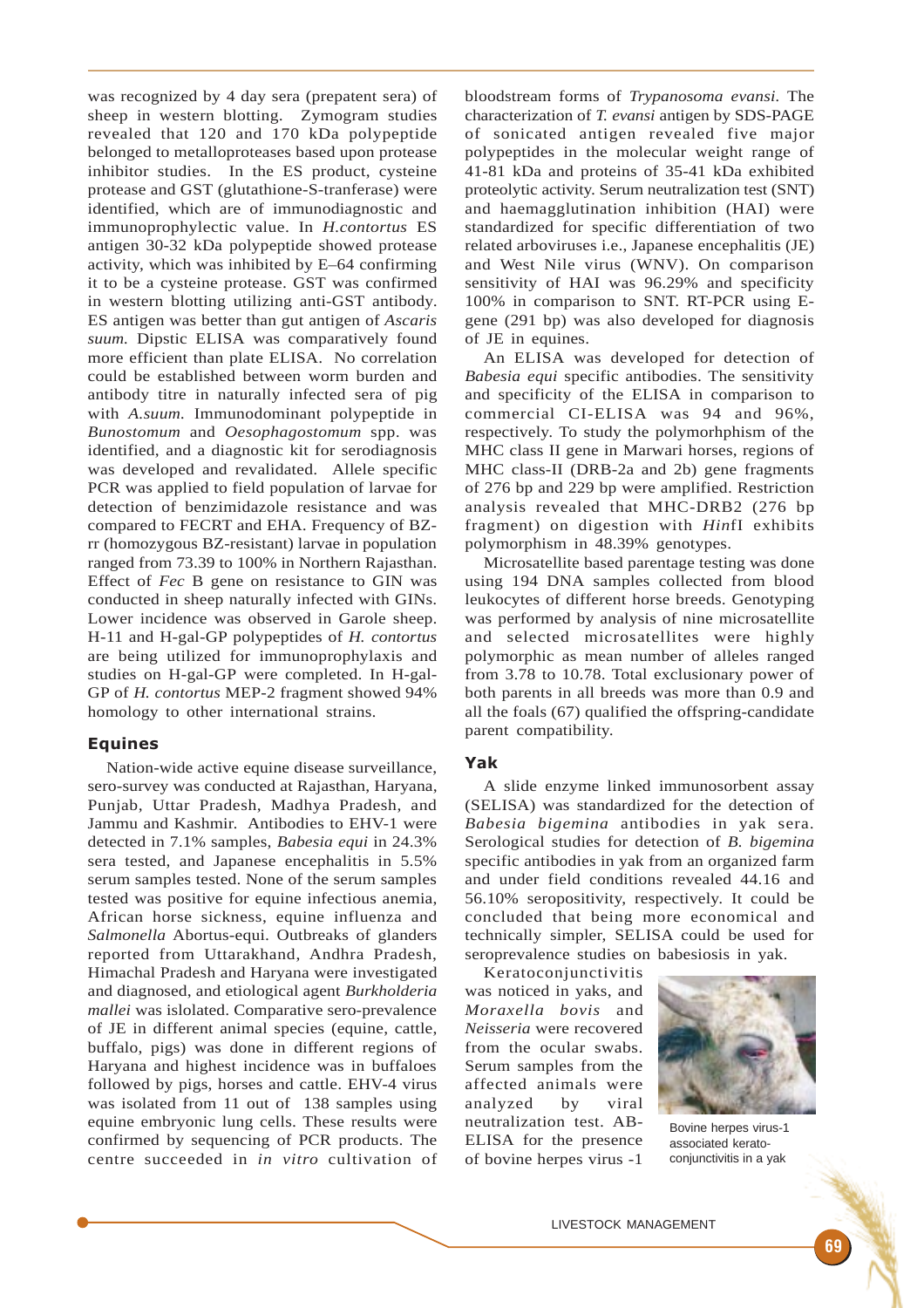was recognized by 4 day sera (prepatent sera) of sheep in western blotting. Zymogram studies revealed that 120 and 170 kDa polypeptide belonged to metalloproteases based upon protease inhibitor studies. In the ES product, cysteine protease and GST (glutathione-S-tranferase) were identified, which are of immunodiagnostic and immunoprophylectic value. In *H.contortus* ES antigen 30-32 kDa polypeptide showed protease activity, which was inhibited by E–64 confirming it to be a cysteine protease. GST was confirmed in western blotting utilizing anti-GST antibody. ES antigen was better than gut antigen of *Ascaris suum.* Dipstic ELISA was comparatively found more efficient than plate ELISA. No correlation could be established between worm burden and antibody titre in naturally infected sera of pig with *A.suum.* Immunodominant polypeptide in *Bunostomum* and *Oesophagostomum* spp. was identified, and a diagnostic kit for serodiagnosis was developed and revalidated. Allele specific PCR was applied to field population of larvae for detection of benzimidazole resistance and was compared to FECRT and EHA. Frequency of BZ-rr (homozygous BZ-resistant) larvae in population ranged from 73.39 to 100% in Northern Rajasthan. Effect of *Fec* B gene on resistance to GIN was conducted in sheep naturally infected with GINs. Lower incidence was observed in Garole sheep. H-11 and H-gal-GP polypeptides of *H. contortus* are being utilized for immunoprophylaxis and studies on H-gal-GP were completed. In H-gal-GP of *H. contortus* MEP-2 fragment showed 94% homology to other international strains.

### Equines

Nation-wide active equine disease surveillance, sero-survey was conducted at Rajasthan, Haryana, Punjab, Uttar Pradesh, Madhya Pradesh, and Jammu and Kashmir. Antibodies to EHV-1 were detected in 7.1% samples, *Babesia equi* in 24.3% sera tested, and Japanese encephalitis in 5.5% serum samples tested. None of the serum samples tested was positive for equine infectious anemia, African horse sickness, equine influenza and *Salmonella* Abortus-equi. Outbreaks of glanders reported from Uttarakhand, Andhra Pradesh, Himachal Pradesh and Haryana were investigated and diagnosed, and etiological agent *Burkholderia mallei* was islolated. Comparative sero-prevalence of JE in different animal species (equine, cattle, buffalo, pigs) was done in different regions of Haryana and highest incidence was in buffaloes followed by pigs, horses and cattle. EHV-4 virus was isolated from 11 out of 138 samples using equine embryonic lung cells. These results were confirmed by sequencing of PCR products. The centre succeeded in *in vitro* cultivation of bloodstream forms of *Trypanosoma evansi*. The characterization of *T. evansi* antigen by SDS-PAGE of sonicated antigen revealed five major polypeptides in the molecular weight range of 41-81 kDa and proteins of 35-41 kDa exhibited proteolytic activity. Serum neutralization test (SNT) and haemagglutination inhibition (HAI) were standardized for specific differentiation of two related arboviruses i.e., Japanese encephalitis (JE) and West Nile virus (WNV). On comparison sensitivity of HAI was 96.29% and specificity 100% in comparison to SNT. RT-PCR using E-gene (291 bp) was also developed for diagnosis of JE in equines.

An ELISA was developed for detection of *Babesia equi* specific antibodies. The sensitivity and specificity of the ELISA in comparison to commercial CI-ELISA was 94 and 96%, respectively. To study the polymorhphism of the MHC class II gene in Marwari horses, regions of MHC class-II (DRB-2a and 2b) gene fragments of 276 bp and 229 bp were amplified. Restriction analysis revealed that MHC-DRB2 (276 bp fragment) on digestion with *Hin*fI exhibits polymorphism in 48.39% genotypes.

Microsatellite based parentage testing was done using 194 DNA samples collected from blood leukocytes of different horse breeds. Genotyping was performed by analysis of nine microsatellite and selected microsatellites were highly polymorphic as mean number of alleles ranged from 3.78 to 10.78. Total exclusionary power of both parents in all breeds was more than 0.9 and all the foals (67) qualified the offspring-candidate parent compatibility.

### Yak

A slide enzyme linked immunosorbent assay (SELISA) was standardized for the detection of *Babesia bigemina* antibodies in yak sera. Serological studies for detection of *B. bigemina* specific antibodies in yak from an organized farm and under field conditions revealed 44.16 and 56.10% seropositivity, respectively. It could be concluded that being more economical and technically simpler, SELISA could be used for seroprevalence studies on babesiosis in yak.

Keratoconjunctivitis was noticed in yaks, and *Moraxella bovis* and *Neisseria* were recovered from the ocular swabs. Serum samples from the affected animals were analyzed by viral neutralization test. AB-ELISA for the presence of bovine herpes virus -1

Bovine herpes virus-1 associated kerato-conjunctivitis in a yak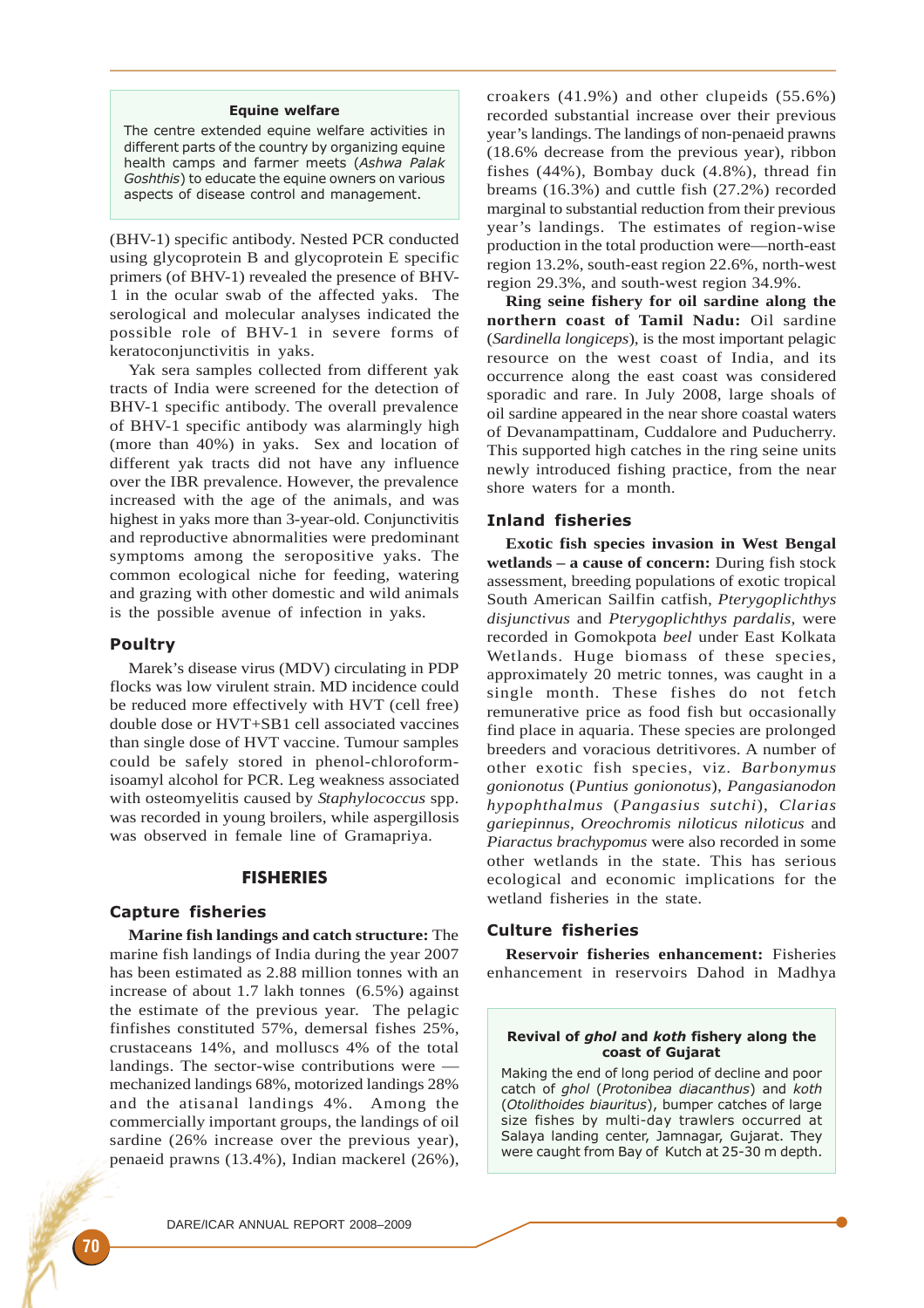> **Equine welfare**
>
> The centre extended equine welfare activities in different parts of the country by organizing equine health camps and farmer meets (*Ashwa Palak Goshthis*) to educate the equine owners on various aspects of disease control and management.

(BHV-1) specific antibody. Nested PCR conducted using glycoprotein B and glycoprotein E specific primers (of BHV-1) revealed the presence of BHV-1 in the ocular swab of the affected yaks. The serological and molecular analyses indicated the possible role of BHV-1 in severe forms of keratoconjunctivitis in yaks.

Yak sera samples collected from different yak tracts of India were screened for the detection of BHV-1 specific antibody. The overall prevalence of BHV-1 specific antibody was alarmingly high (more than 40%) in yaks. Sex and location of different yak tracts did not have any influence over the IBR prevalence. However, the prevalence increased with the age of the animals, and was highest in yaks more than 3-year-old. Conjunctivitis and reproductive abnormalities were predominant symptoms among the seropositive yaks. The common ecological niche for feeding, watering and grazing with other domestic and wild animals is the possible avenue of infection in yaks.

### Poultry

Marek's disease virus (MDV) circulating in PDP flocks was low virulent strain. MD incidence could be reduced more effectively with HVT (cell free) double dose or HVT+SB1 cell associated vaccines than single dose of HVT vaccine. Tumour samples could be safely stored in phenol-chloroform-isoamyl alcohol for PCR. Leg weakness associated with osteomyelitis caused by *Staphylococcus* spp. was recorded in young broilers, while aspergillosis was observed in female line of Gramapriya.

## FISHERIES

### Capture fisheries

**Marine fish landings and catch structure:** The marine fish landings of India during the year 2007 has been estimated as 2.88 million tonnes with an increase of about 1.7 lakh tonnes (6.5%) against the estimate of the previous year. The pelagic finfishes constituted 57%, demersal fishes 25%, crustaceans 14%, and molluscs 4% of the total landings. The sector-wise contributions were — mechanized landings 68%, motorized landings 28% and the atisanal landings 4%. Among the commercially important groups, the landings of oil sardine (26% increase over the previous year), penaeid prawns (13.4%), Indian mackerel (26%), croakers (41.9%) and other clupeids (55.6%) recorded substantial increase over their previous year's landings. The landings of non-penaeid prawns (18.6% decrease from the previous year), ribbon fishes (44%), Bombay duck (4.8%), thread fin breams (16.3%) and cuttle fish (27.2%) recorded marginal to substantial reduction from their previous year's landings. The estimates of region-wise production in the total production were—north-east region 13.2%, south-east region 22.6%, north-west region 29.3%, and south-west region 34.9%.

**Ring seine fishery for oil sardine along the northern coast of Tamil Nadu:** Oil sardine (*Sardinella longiceps*), is the most important pelagic resource on the west coast of India, and its occurrence along the east coast was considered sporadic and rare. In July 2008, large shoals of oil sardine appeared in the near shore coastal waters of Devanampattinam, Cuddalore and Puducherry. This supported high catches in the ring seine units newly introduced fishing practice, from the near shore waters for a month.

### Inland fisheries

**Exotic fish species invasion in West Bengal wetlands – a cause of concern:** During fish stock assessment, breeding populations of exotic tropical South American Sailfin catfish, *Pterygoplichthys disjunctivus* and *Pterygoplichthys pardalis,* were recorded in Gomokpota *beel* under East Kolkata Wetlands. Huge biomass of these species, approximately 20 metric tonnes, was caught in a single month. These fishes do not fetch remunerative price as food fish but occasionally find place in aquaria. These species are prolonged breeders and voracious detritivores. A number of other exotic fish species, viz. *Barbonymus gonionotus* (*Puntius gonionotus*), *Pangasianodon hypophthalmus* (*Pangasius sutchi*), *Clarias gariepinnus, Oreochromis niloticus niloticus* and *Piaractus brachypomus* were also recorded in some other wetlands in the state. This has serious ecological and economic implications for the wetland fisheries in the state.

### Culture fisheries

**Reservoir fisheries enhancement:** Fisheries enhancement in reservoirs Dahod in Madhya

> **Revival of *ghol* and *koth* fishery along the coast of Gujarat**
>
> Making the end of long period of decline and poor catch of *ghol* (*Protonibea diacanthus*) and *koth* (*Otolithoides biauritus*), bumper catches of large size fishes by multi-day trawlers occurred at Salaya landing center, Jamnagar, Gujarat. They were caught from Bay of Kutch at 25-30 m depth.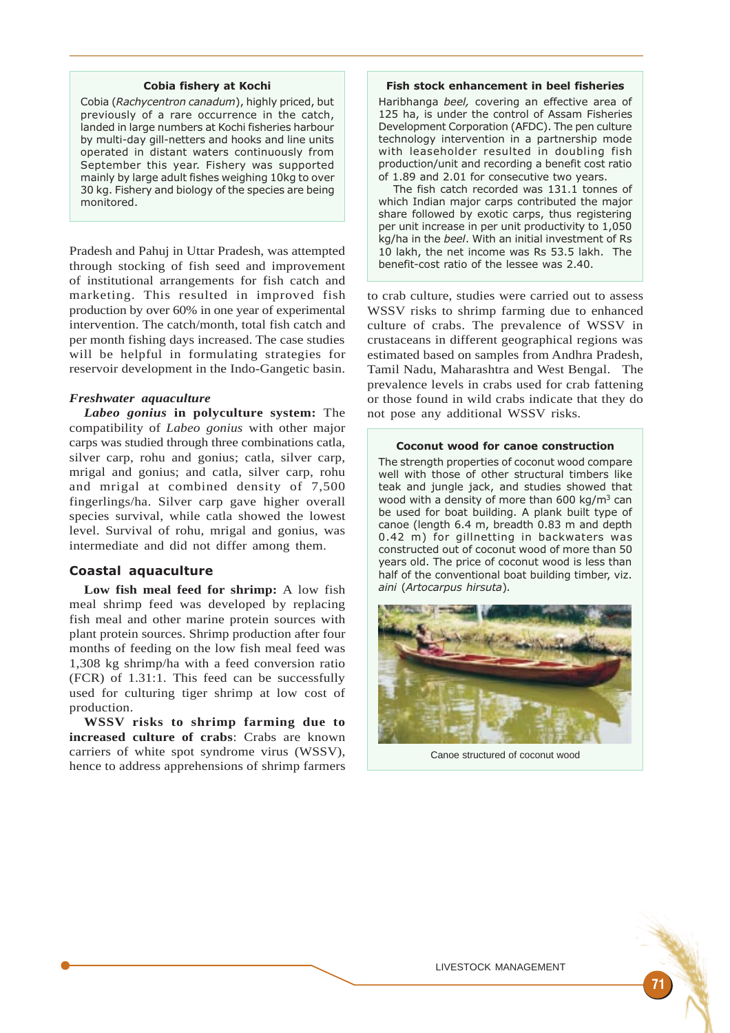**Cobia fishery at Kochi**

Cobia (*Rachycentron canadum*), highly priced, but previously of a rare occurrence in the catch, landed in large numbers at Kochi fisheries harbour by multi-day gill-netters and hooks and line units operated in distant waters continuously from September this year. Fishery was supported mainly by large adult fishes weighing 10kg to over 30 kg. Fishery and biology of the species are being monitored.

Pradesh and Pahuj in Uttar Pradesh, was attempted through stocking of fish seed and improvement of institutional arrangements for fish catch and marketing. This resulted in improved fish production by over 60% in one year of experimental intervention. The catch/month, total fish catch and per month fishing days increased. The case studies will be helpful in formulating strategies for reservoir development in the Indo-Gangetic basin.

***Freshwater aquaculture***

***Labeo gonius* in polyculture system:** The compatibility of *Labeo gonius* with other major carps was studied through three combinations catla, silver carp, rohu and gonius; catla, silver carp, mrigal and gonius; and catla, silver carp, rohu and mrigal at combined density of 7,500 fingerlings/ha. Silver carp gave higher overall species survival, while catla showed the lowest level. Survival of rohu, mrigal and gonius, was intermediate and did not differ among them.

## Coastal aquaculture

**Low fish meal feed for shrimp:** A low fish meal shrimp feed was developed by replacing fish meal and other marine protein sources with plant protein sources. Shrimp production after four months of feeding on the low fish meal feed was 1,308 kg shrimp/ha with a feed conversion ratio (FCR) of 1.31:1. This feed can be successfully used for culturing tiger shrimp at low cost of production.

**WSSV risks to shrimp farming due to increased culture of crabs**: Crabs are known carriers of white spot syndrome virus (WSSV), hence to address apprehensions of shrimp farmers to crab culture, studies were carried out to assess WSSV risks to shrimp farming due to enhanced culture of crabs. The prevalence of WSSV in crustaceans in different geographical regions was estimated based on samples from Andhra Pradesh, Tamil Nadu, Maharashtra and West Bengal. The prevalence levels in crabs used for crab fattening or those found in wild crabs indicate that they do not pose any additional WSSV risks.

**Fish stock enhancement in beel fisheries**

Haribhanga *beel,* covering an effective area of 125 ha, is under the control of Assam Fisheries Development Corporation (AFDC). The pen culture technology intervention in a partnership mode with leaseholder resulted in doubling fish production/unit and recording a benefit cost ratio of 1.89 and 2.01 for consecutive two years.

The fish catch recorded was 131.1 tonnes of which Indian major carps contributed the major share followed by exotic carps, thus registering per unit increase in per unit productivity to 1,050 kg/ha in the *beel*. With an initial investment of Rs 10 lakh, the net income was Rs 53.5 lakh. The benefit-cost ratio of the lessee was 2.40.

**Coconut wood for canoe construction**

The strength properties of coconut wood compare well with those of other structural timbers like teak and jungle jack, and studies showed that wood with a density of more than 600 kg/m$^3$ can be used for boat building. A plank built type of canoe (length 6.4 m, breadth 0.83 m and depth 0.42 m) for gillnetting in backwaters was constructed out of coconut wood of more than 50 years old. The price of coconut wood is less than half of the conventional boat building timber, viz. *aini* (*Artocarpus hirsuta*).

Canoe structured of coconut wood